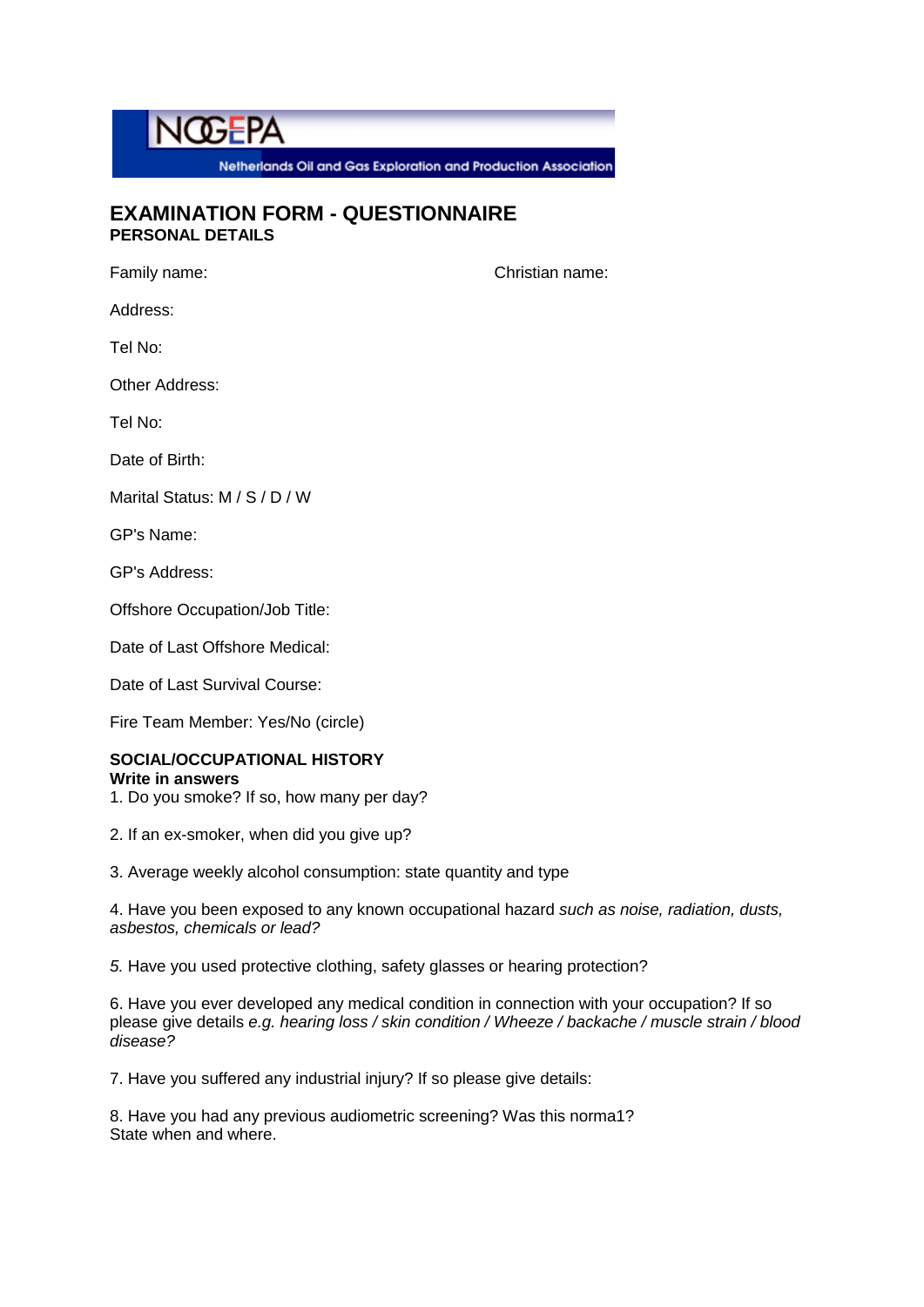NOGEPA

Netherlands Oil and Gas Exploration and Production Association

# EXAMINATION FORM - QUESTIONNAIRE

## PERSONAL DETAILS

Family name: Christian name:

Address:

Tel No:

Other Address:

Tel No:

Date of Birth:

Marital Status: M / S / D / W

GP's Name:

GP's Address:

Offshore Occupation/Job Title:

Date of Last Offshore Medical:

Date of Last Survival Course:

Fire Team Member: Yes/No (circle)

## SOCIAL/OCCUPATIONAL HISTORY

**Write in answers**

1. Do you smoke? If so, how many per day?

2. If an ex-smoker, when did you give up?

3. Average weekly alcohol consumption: state quantity and type

4. Have you been exposed to any known occupational hazard *such as noise, radiation, dusts, asbestos, chemicals or lead?*

*5.* Have you used protective clothing, safety glasses or hearing protection?

6. Have you ever developed any medical condition in connection with your occupation? If so please give details *e.g. hearing loss / skin condition / Wheeze / backache / muscle strain / blood disease?*

7. Have you suffered any industrial injury? If so please give details:

8. Have you had any previous audiometric screening? Was this norma1?
State when and where.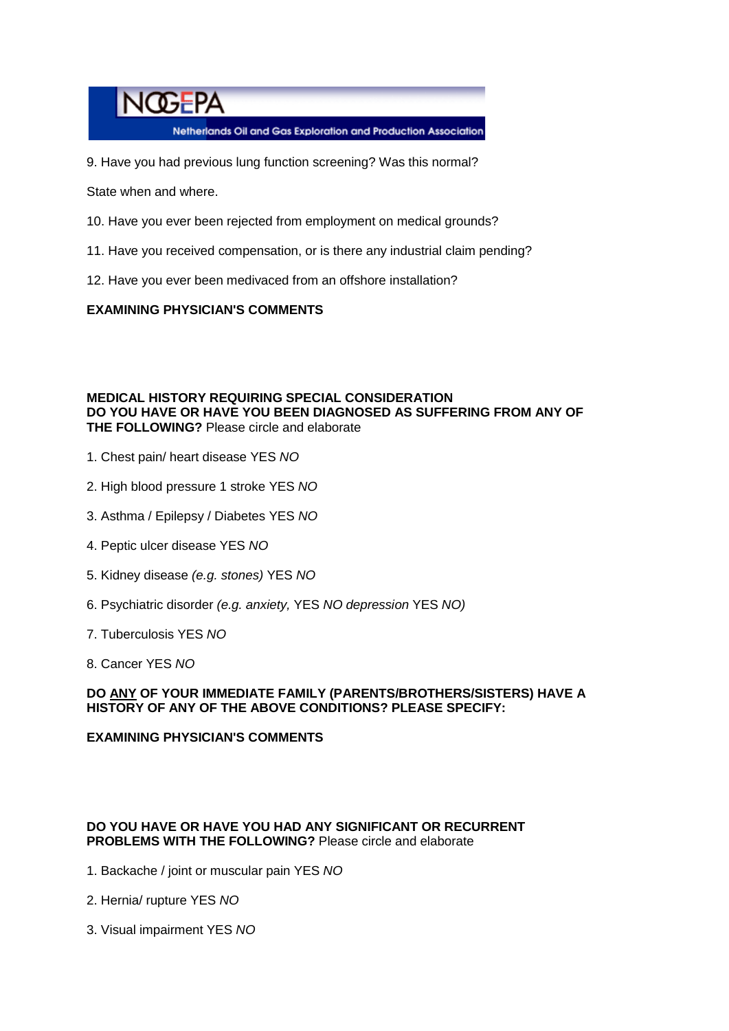9. Have you had previous lung function screening? Was this normal?

State when and where.

10. Have you ever been rejected from employment on medical grounds?

11. Have you received compensation, or is there any industrial claim pending?

12. Have you ever been medivaced from an offshore installation?

**EXAMINING PHYSICIAN'S COMMENTS**

**MEDICAL HISTORY REQUIRING SPECIAL CONSIDERATION**
**DO YOU HAVE OR HAVE YOU BEEN DIAGNOSED AS SUFFERING FROM ANY OF THE FOLLOWING?** Please circle and elaborate

1. Chest pain/ heart disease YES *NO*

2. High blood pressure 1 stroke YES *NO*

3. Asthma / Epilepsy / Diabetes YES *NO*

4. Peptic ulcer disease YES *NO*

5. Kidney disease *(e.g. stones)* YES *NO*

6. Psychiatric disorder *(e.g. anxiety,* YES *NO depression* YES *NO)*

7. Tuberculosis YES *NO*

8. Cancer YES *NO*

**DO ANY OF YOUR IMMEDIATE FAMILY (PARENTS/BROTHERS/SISTERS) HAVE A HISTORY OF ANY OF THE ABOVE CONDITIONS? PLEASE SPECIFY:**

**EXAMINING PHYSICIAN'S COMMENTS**

**DO YOU HAVE OR HAVE YOU HAD ANY SIGNIFICANT OR RECURRENT PROBLEMS WITH THE FOLLOWING?** Please circle and elaborate

1. Backache / joint or muscular pain YES *NO*

2. Hernia/ rupture YES *NO*

3. Visual impairment YES *NO*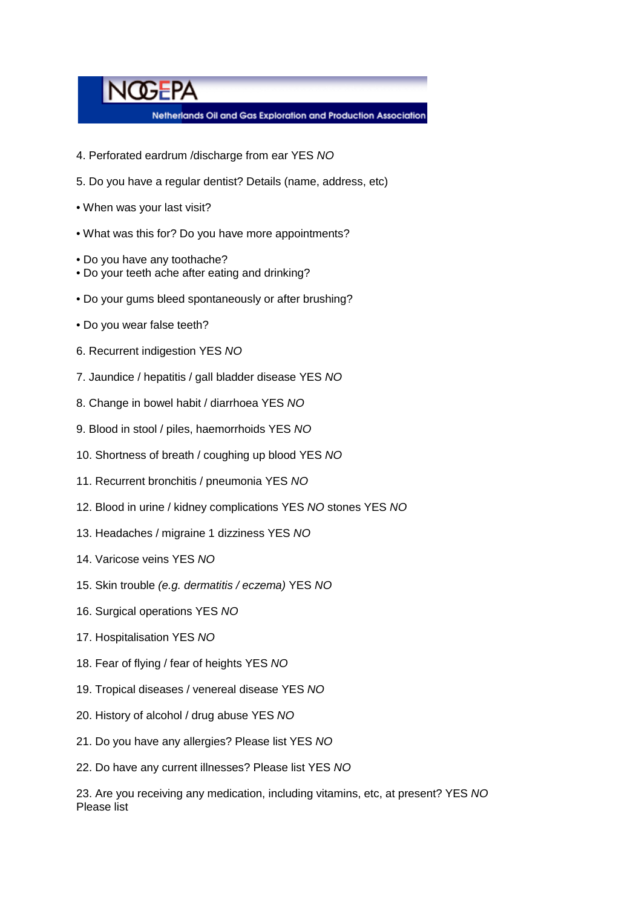4. Perforated eardrum /discharge from ear YES *NO*

5. Do you have a regular dentist? Details (name, address, etc)

- When was your last visit?

- What was this for? Do you have more appointments?

- Do you have any toothache?
- Do your teeth ache after eating and drinking?

- Do your gums bleed spontaneously or after brushing?

- Do you wear false teeth?

6. Recurrent indigestion YES *NO*

7. Jaundice / hepatitis / gall bladder disease YES *NO*

8. Change in bowel habit / diarrhoea YES *NO*

9. Blood in stool / piles, haemorrhoids YES *NO*

10. Shortness of breath / coughing up blood YES *NO*

11. Recurrent bronchitis / pneumonia YES *NO*

12. Blood in urine / kidney complications YES *NO* stones YES *NO*

13. Headaches / migraine 1 dizziness YES *NO*

14. Varicose veins YES *NO*

15. Skin trouble *(e.g. dermatitis / eczema)* YES *NO*

16. Surgical operations YES *NO*

17. Hospitalisation YES *NO*

18. Fear of flying / fear of heights YES *NO*

19. Tropical diseases / venereal disease YES *NO*

20. History of alcohol / drug abuse YES *NO*

21. Do you have any allergies? Please list YES *NO*

22. Do have any current illnesses? Please list YES *NO*

23. Are you receiving any medication, including vitamins, etc, at present? YES *NO*
Please list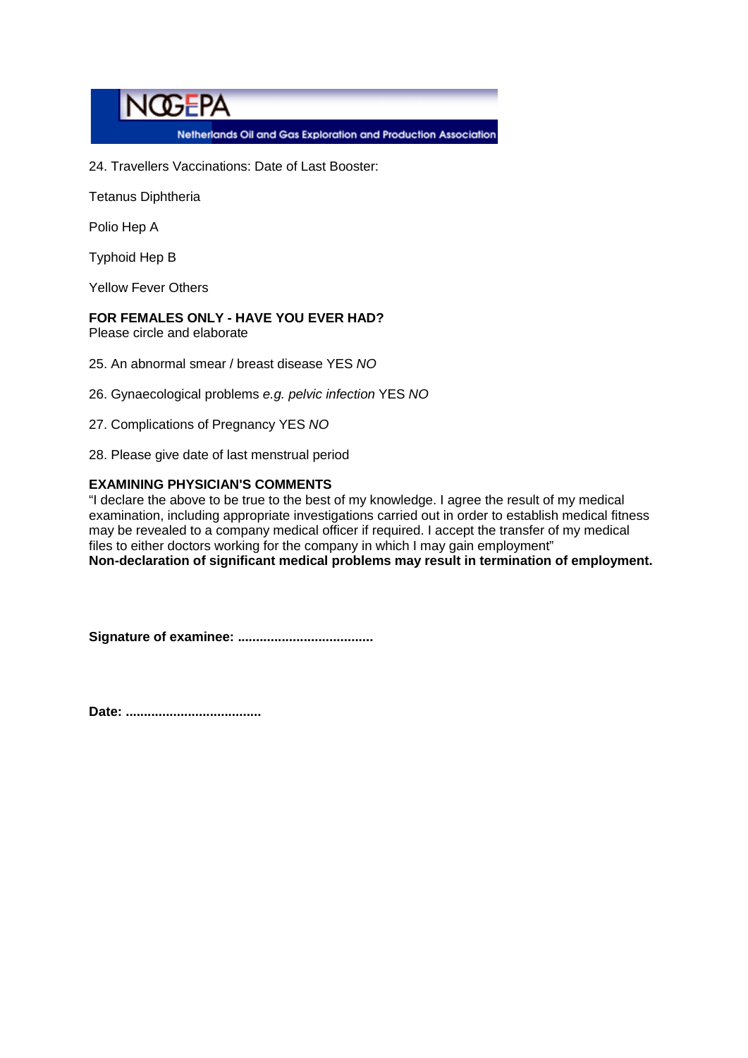24. Travellers Vaccinations: Date of Last Booster:

Tetanus Diphtheria

Polio Hep A

Typhoid Hep B

Yellow Fever Others

**FOR FEMALES ONLY - HAVE YOU EVER HAD?**
Please circle and elaborate

25. An abnormal smear / breast disease YES *NO*

26. Gynaecological problems *e.g. pelvic infection* YES *NO*

27. Complications of Pregnancy YES *NO*

28. Please give date of last menstrual period

**EXAMINING PHYSICIAN'S COMMENTS**
"I declare the above to be true to the best of my knowledge. I agree the result of my medical examination, including appropriate investigations carried out in order to establish medical fitness may be revealed to a company medical officer if required. I accept the transfer of my medical files to either doctors working for the company in which I may gain employment"
**Non-declaration of significant medical problems may result in termination of employment.**

**Signature of examinee: ....................................**

**Date: ....................................**